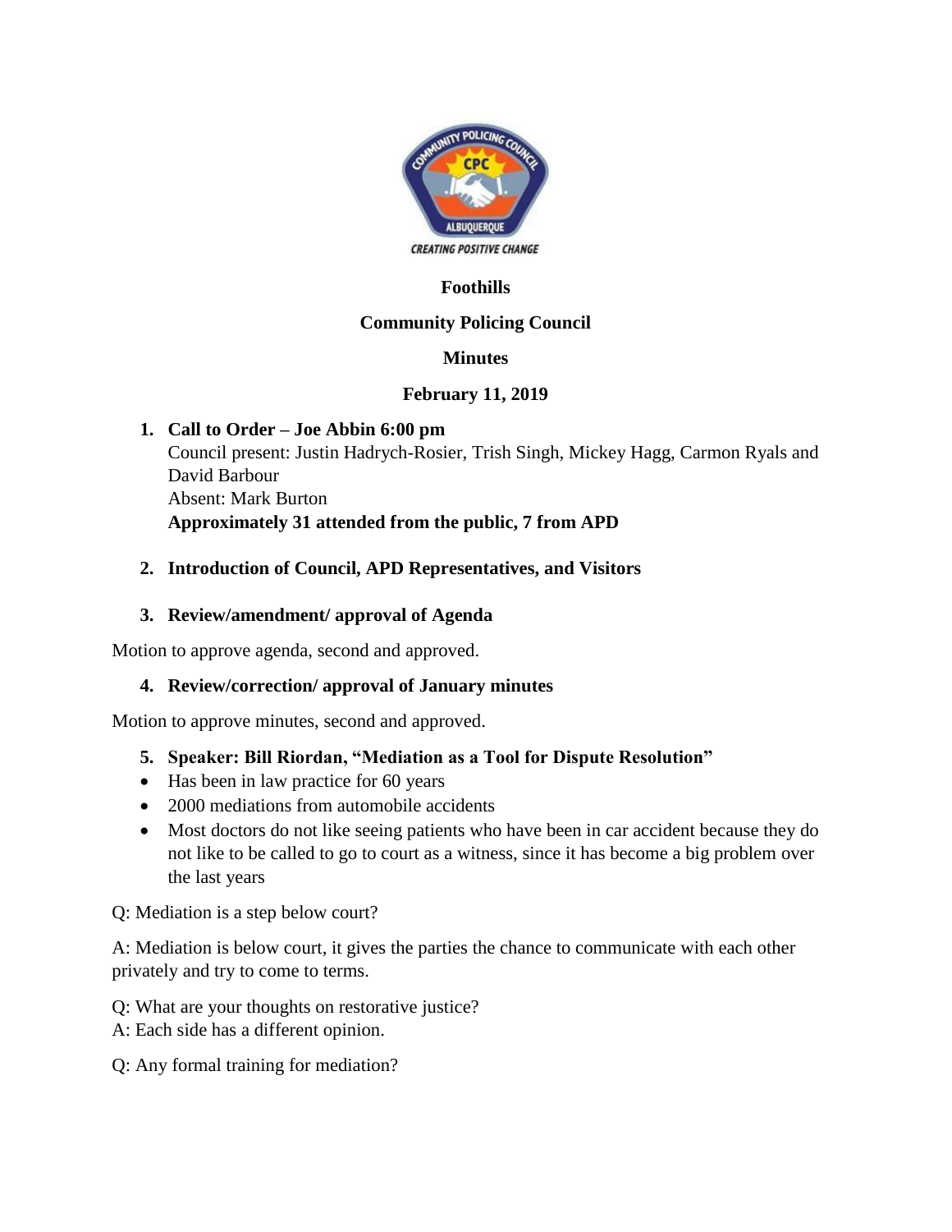**Foothills**

**Community Policing Council**

**Minutes**

**February 11, 2019**

1. **Call to Order – Joe Abbin 6:00 pm**
   Council present: Justin Hadrych-Rosier, Trish Singh, Mickey Hagg, Carmon Ryals and David Barbour
   Absent: Mark Burton
   **Approximately 31 attended from the public, 7 from APD**

2. **Introduction of Council, APD Representatives, and Visitors**

3. **Review/amendment/ approval of Agenda**

Motion to approve agenda, second and approved.

4. **Review/correction/ approval of January minutes**

Motion to approve minutes, second and approved.

5. **Speaker: Bill Riordan, "Mediation as a Tool for Dispute Resolution"**

- Has been in law practice for 60 years
- 2000 mediations from automobile accidents
- Most doctors do not like seeing patients who have been in car accident because they do not like to be called to go to court as a witness, since it has become a big problem over the last years

Q: Mediation is a step below court?

A: Mediation is below court, it gives the parties the chance to communicate with each other privately and try to come to terms.

Q: What are your thoughts on restorative justice?
A: Each side has a different opinion.

Q: Any formal training for mediation?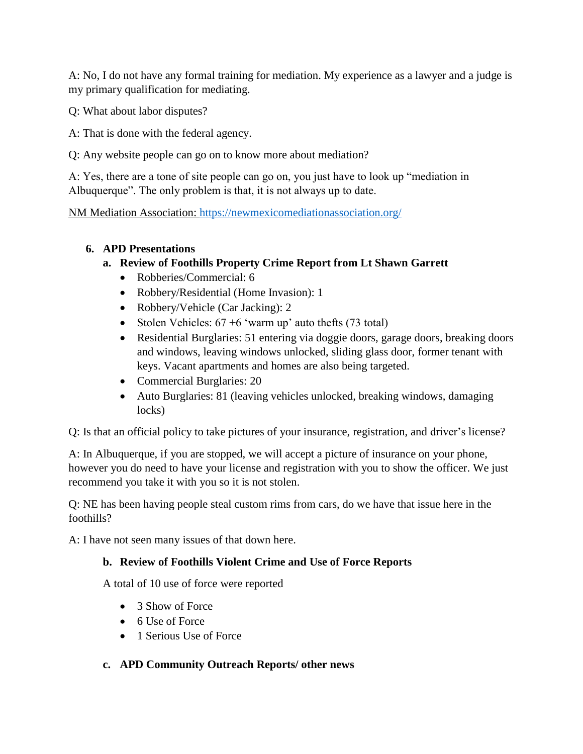A: No, I do not have any formal training for mediation. My experience as a lawyer and a judge is my primary qualification for mediating.

Q: What about labor disputes?

A: That is done with the federal agency.

Q: Any website people can go on to know more about mediation?

A: Yes, there are a tone of site people can go on, you just have to look up "mediation in Albuquerque". The only problem is that, it is not always up to date.

NM Mediation Association: https://newmexicomediationassociation.org/

6. **APD Presentations**
   a. **Review of Foothills Property Crime Report from Lt Shawn Garrett**
      - Robberies/Commercial: 6
      - Robbery/Residential (Home Invasion): 1
      - Robbery/Vehicle (Car Jacking): 2
      - Stolen Vehicles: 67 +6 'warm up' auto thefts (73 total)
      - Residential Burglaries: 51 entering via doggie doors, garage doors, breaking doors and windows, leaving windows unlocked, sliding glass door, former tenant with keys. Vacant apartments and homes are also being targeted.
      - Commercial Burglaries: 20
      - Auto Burglaries: 81 (leaving vehicles unlocked, breaking windows, damaging locks)

Q: Is that an official policy to take pictures of your insurance, registration, and driver's license?

A: In Albuquerque, if you are stopped, we will accept a picture of insurance on your phone, however you do need to have your license and registration with you to show the officer. We just recommend you take it with you so it is not stolen.

Q: NE has been having people steal custom rims from cars, do we have that issue here in the foothills?

A: I have not seen many issues of that down here.

   b. **Review of Foothills Violent Crime and Use of Force Reports**

   A total of 10 use of force were reported

   - 3 Show of Force
   - 6 Use of Force
   - 1 Serious Use of Force

   c. **APD Community Outreach Reports/ other news**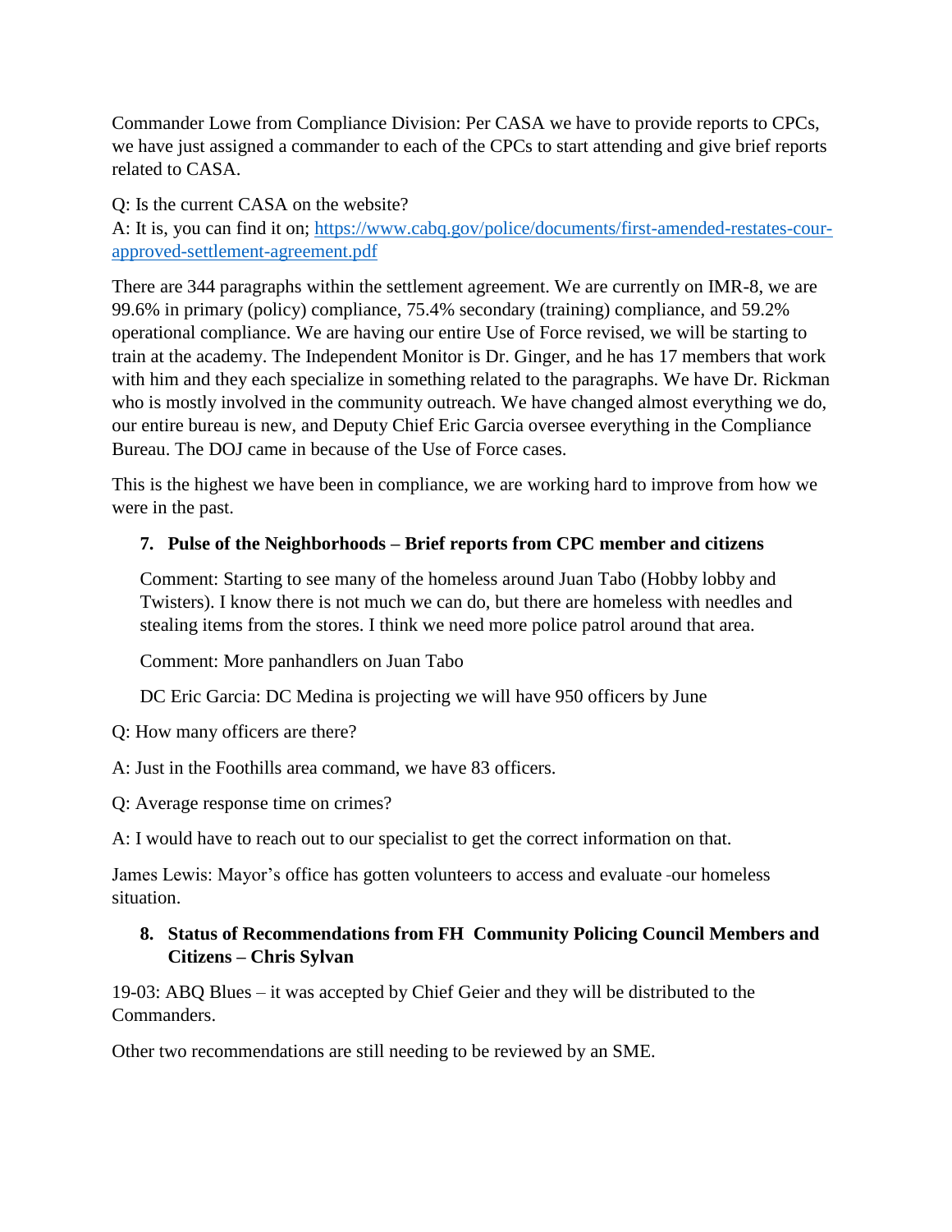Commander Lowe from Compliance Division: Per CASA we have to provide reports to CPCs, we have just assigned a commander to each of the CPCs to start attending and give brief reports related to CASA.

Q: Is the current CASA on the website?
A: It is, you can find it on; [https://www.cabq.gov/police/documents/first-amended-restates-cour-approved-settlement-agreement.pdf](https://www.cabq.gov/police/documents/first-amended-restates-cour-approved-settlement-agreement.pdf)

There are 344 paragraphs within the settlement agreement. We are currently on IMR-8, we are 99.6% in primary (policy) compliance, 75.4% secondary (training) compliance, and 59.2% operational compliance. We are having our entire Use of Force revised, we will be starting to train at the academy. The Independent Monitor is Dr. Ginger, and he has 17 members that work with him and they each specialize in something related to the paragraphs. We have Dr. Rickman who is mostly involved in the community outreach. We have changed almost everything we do, our entire bureau is new, and Deputy Chief Eric Garcia oversee everything in the Compliance Bureau. The DOJ came in because of the Use of Force cases.

This is the highest we have been in compliance, we are working hard to improve from how we were in the past.

7. **Pulse of the Neighborhoods – Brief reports from CPC member and citizens**

   Comment: Starting to see many of the homeless around Juan Tabo (Hobby lobby and Twisters). I know there is not much we can do, but there are homeless with needles and stealing items from the stores. I think we need more police patrol around that area.

   Comment: More panhandlers on Juan Tabo

   DC Eric Garcia: DC Medina is projecting we will have 950 officers by June

Q: How many officers are there?

A: Just in the Foothills area command, we have 83 officers.

Q: Average response time on crimes?

A: I would have to reach out to our specialist to get the correct information on that.

James Lewis: Mayor's office has gotten volunteers to access and evaluate our homeless situation.

8. **Status of Recommendations from FH Community Policing Council Members and Citizens – Chris Sylvan**

19-03: ABQ Blues – it was accepted by Chief Geier and they will be distributed to the Commanders.

Other two recommendations are still needing to be reviewed by an SME.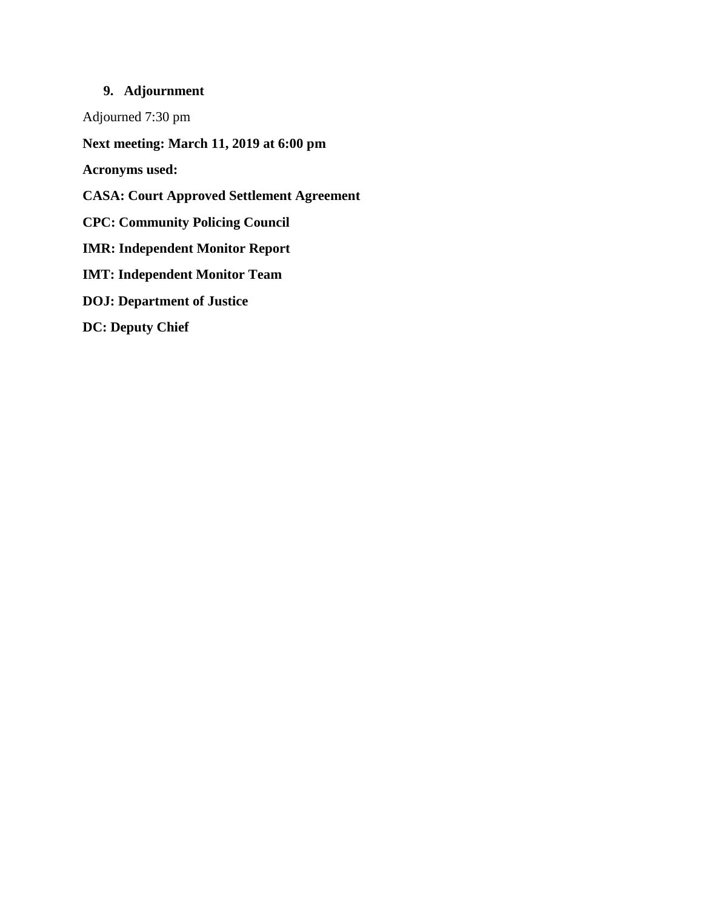9. **Adjournment**

Adjourned 7:30 pm

**Next meeting: March 11, 2019 at 6:00 pm**

**Acronyms used:**

**CASA: Court Approved Settlement Agreement**

**CPC: Community Policing Council**

**IMR: Independent Monitor Report**

**IMT: Independent Monitor Team**

**DOJ: Department of Justice**

**DC: Deputy Chief**